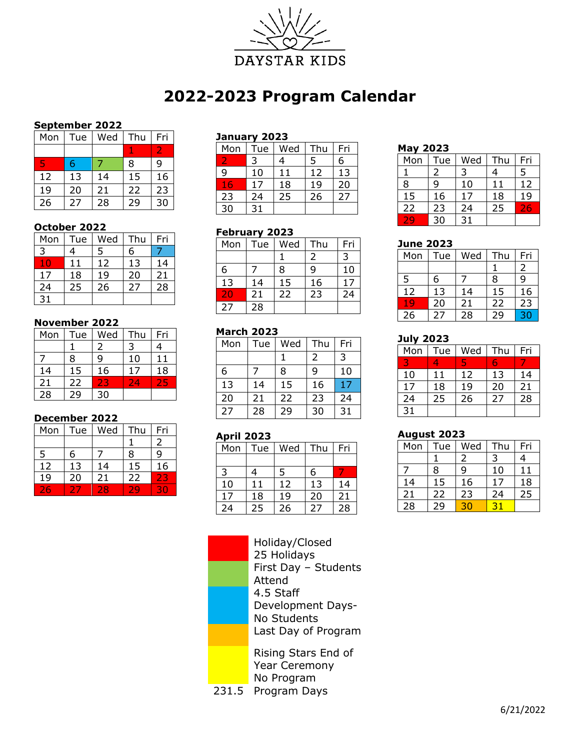DAYSTAR KIDS

# 2022-2023 Program Calendar

**September 2022**

| Mon | Tue | Wed | Thu | Fri |
|---|---|---|---|---|
| | | | 1 | 2 |
| 5 | 6 | 7 | 8 | 9 |
| 12 | 13 | 14 | 15 | 16 |
| 19 | 20 | 21 | 22 | 23 |
| 26 | 27 | 28 | 29 | 30 |

**October 2022**

| Mon | Tue | Wed | Thu | Fri |
|---|---|---|---|---|
| 3 | 4 | 5 | 6 | 7 |
| 10 | 11 | 12 | 13 | 14 |
| 17 | 18 | 19 | 20 | 21 |
| 24 | 25 | 26 | 27 | 28 |
| 31 | | | | |

**November 2022**

| Mon | Tue | Wed | Thu | Fri |
|---|---|---|---|---|
| | 1 | 2 | 3 | 4 |
| 7 | 8 | 9 | 10 | 11 |
| 14 | 15 | 16 | 17 | 18 |
| 21 | 22 | 23 | 24 | 25 |
| 28 | 29 | 30 | | |

**December 2022**

| Mon | Tue | Wed | Thu | Fri |
|---|---|---|---|---|
| | | | 1 | 2 |
| 5 | 6 | 7 | 8 | 9 |
| 12 | 13 | 14 | 15 | 16 |
| 19 | 20 | 21 | 22 | 23 |
| 26 | 27 | 28 | 29 | 30 |

**January 2023**

| Mon | Tue | Wed | Thu | Fri |
|---|---|---|---|---|
| 2 | 3 | 4 | 5 | 6 |
| 9 | 10 | 11 | 12 | 13 |
| 16 | 17 | 18 | 19 | 20 |
| 23 | 24 | 25 | 26 | 27 |
| 30 | 31 | | | |

**February 2023**

| Mon | Tue | Wed | Thu | Fri |
|---|---|---|---|---|
| | | 1 | 2 | 3 |
| 6 | 7 | 8 | 9 | 10 |
| 13 | 14 | 15 | 16 | 17 |
| 20 | 21 | 22 | 23 | 24 |
| 27 | 28 | | | |

**March 2023**

| Mon | Tue | Wed | Thu | Fri |
|---|---|---|---|---|
| | | 1 | 2 | 3 |
| 6 | 7 | 8 | 9 | 10 |
| 13 | 14 | 15 | 16 | 17 |
| 20 | 21 | 22 | 23 | 24 |
| 27 | 28 | 29 | 30 | 31 |

**April 2023**

| Mon | Tue | Wed | Thu | Fri |
|---|---|---|---|---|
| | | | | |
| 3 | 4 | 5 | 6 | 7 |
| 10 | 11 | 12 | 13 | 14 |
| 17 | 18 | 19 | 20 | 21 |
| 24 | 25 | 26 | 27 | 28 |

**May 2023**

| Mon | Tue | Wed | Thu | Fri |
|---|---|---|---|---|
| 1 | 2 | 3 | 4 | 5 |
| 8 | 9 | 10 | 11 | 12 |
| 15 | 16 | 17 | 18 | 19 |
| 22 | 23 | 24 | 25 | 26 |
| 29 | 30 | 31 | | |

**June 2023**

| Mon | Tue | Wed | Thu | Fri |
|---|---|---|---|---|
| | | | 1 | 2 |
| 5 | 6 | 7 | 8 | 9 |
| 12 | 13 | 14 | 15 | 16 |
| 19 | 20 | 21 | 22 | 23 |
| 26 | 27 | 28 | 29 | 30 |

**July 2023**

| Mon | Tue | Wed | Thu | Fri |
|---|---|---|---|---|
| 3 | 4 | 5 | 6 | 7 |
| 10 | 11 | 12 | 13 | 14 |
| 17 | 18 | 19 | 20 | 21 |
| 24 | 25 | 26 | 27 | 28 |
| 31 | | | | |

**August 2023**

| Mon | Tue | Wed | Thu | Fri |
|---|---|---|---|---|
| | 1 | 2 | 3 | 4 |
| 7 | 8 | 9 | 10 | 11 |
| 14 | 15 | 16 | 17 | 18 |
| 21 | 22 | 23 | 24 | 25 |
| 28 | 29 | 30 | 31 | |

| Color | Meaning |
|---|---|
| Red | Holiday/Closed 25 Holidays |
| Green | First Day – Students Attend |
| Blue | 4.5 Staff Development Days- No Students |
| Orange | Last Day of Program |
| Yellow | Rising Stars End of Year Ceremony No Program |
| 231.5 | Program Days |

6/21/2022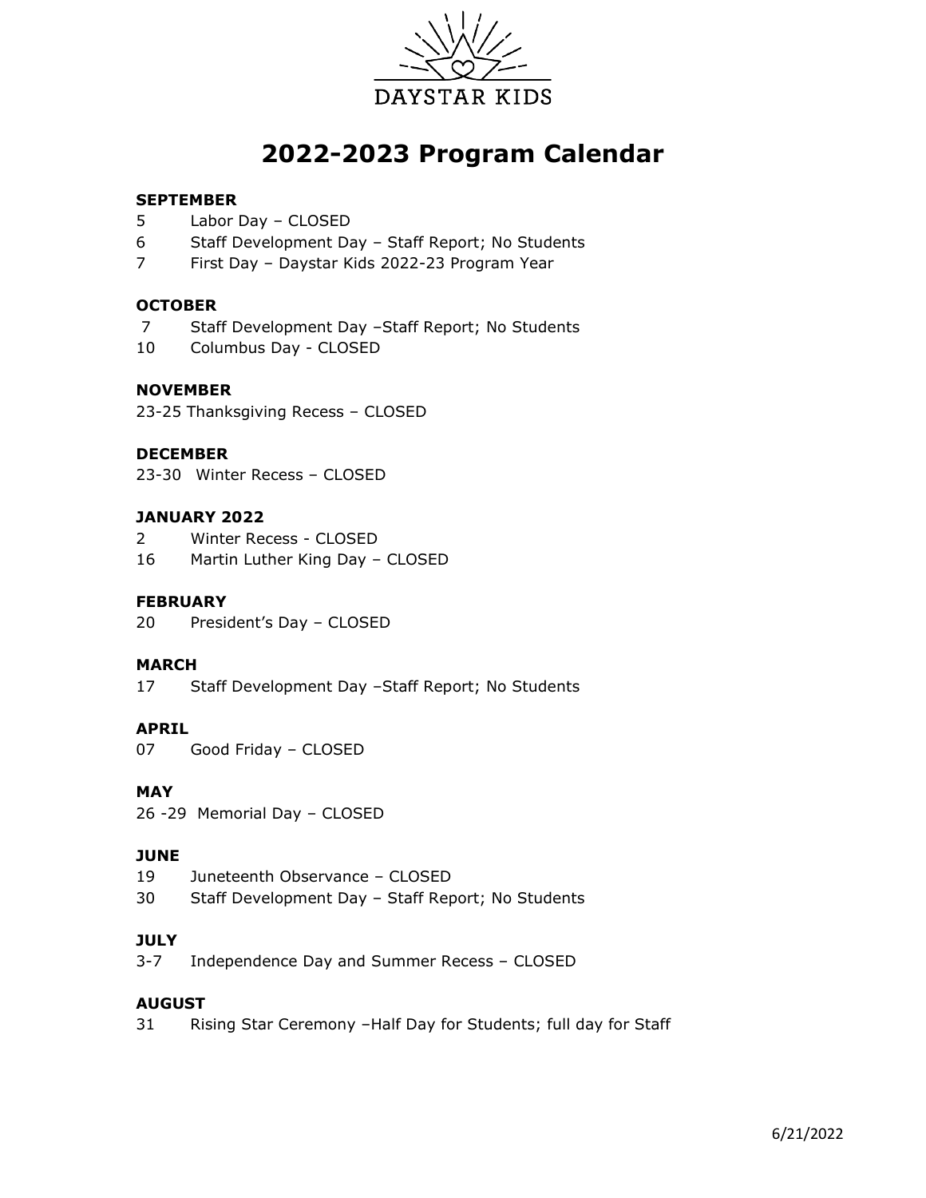DAYSTAR KIDS

# 2022-2023 Program Calendar

**SEPTEMBER**

5 Labor Day – CLOSED
6 Staff Development Day – Staff Report; No Students
7 First Day – Daystar Kids 2022-23 Program Year

**OCTOBER**

7 Staff Development Day –Staff Report; No Students
10 Columbus Day - CLOSED

**NOVEMBER**

23-25 Thanksgiving Recess – CLOSED

**DECEMBER**

23-30 Winter Recess – CLOSED

**JANUARY 2022**

2 Winter Recess - CLOSED
16 Martin Luther King Day – CLOSED

**FEBRUARY**

20 President's Day – CLOSED

**MARCH**

17 Staff Development Day –Staff Report; No Students

**APRIL**

07 Good Friday – CLOSED

**MAY**

26 -29 Memorial Day – CLOSED

**JUNE**

19 Juneteenth Observance – CLOSED
30 Staff Development Day – Staff Report; No Students

**JULY**

3-7 Independence Day and Summer Recess – CLOSED

**AUGUST**

31 Rising Star Ceremony –Half Day for Students; full day for Staff

6/21/2022